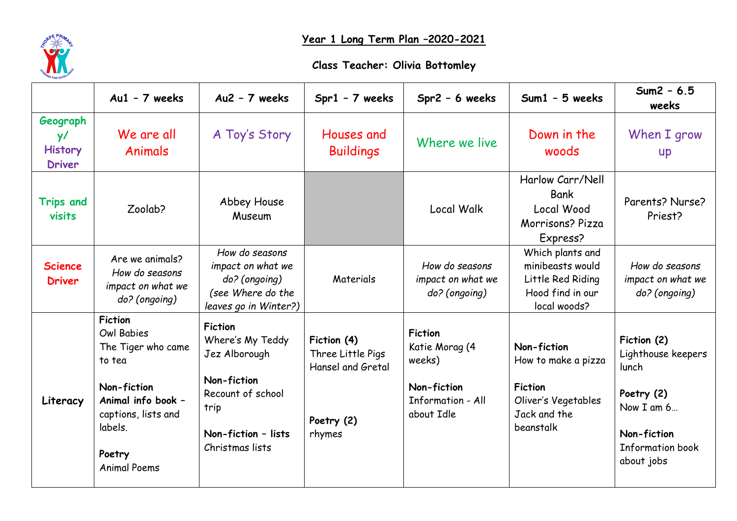# Year 1 Long Term Plan –2020-2021

## Class Teacher: Olivia Bottomley

| | Au1 – 7 weeks | Au2 – 7 weeks | Spr1 – 7 weeks | Spr2 – 6 weeks | Sum1 – 5 weeks | Sum2 – 6.5 weeks |
|---|---|---|---|---|---|---|
| **Geography/ History Driver** | We are all Animals | A Toy's Story | Houses and Buildings | Where we live | Down in the woods | When I grow up |
| **Trips and visits** | Zoolab? | Abbey House Museum | | Local Walk | Harlow Carr/Nell Bank<br>Local Wood<br>Morrisons? Pizza Express? | Parents? Nurse? Priest? |
| **Science Driver** | Are we animals?<br>*How do seasons impact on what we do? (ongoing)* | *How do seasons impact on what we do? (ongoing)*<br>*(see Where do the leaves go in Winter?)* | Materials | *How do seasons impact on what we do? (ongoing)* | Which plants and minibeasts would Little Red Riding Hood find in our local woods? | *How do seasons impact on what we do? (ongoing)* |
| **Literacy** | **Fiction**<br>Owl Babies<br>The Tiger who came to tea<br><br>**Non-fiction**<br>**Animal info book** – captions, lists and labels.<br><br>**Poetry**<br>Animal Poems | **Fiction**<br>Where's My Teddy<br>Jez Alborough<br><br>**Non-fiction**<br>Recount of school trip<br><br>**Non-fiction – lists**<br>Christmas lists | **Fiction (4)**<br>Three Little Pigs<br>Hansel and Gretal<br><br>**Poetry (2)**<br>rhymes | **Fiction**<br>Katie Morag (4 weeks)<br><br>**Non-fiction**<br>Information - All about Idle | **Non-fiction**<br>How to make a pizza<br><br>**Fiction**<br>Oliver's Vegetables<br>Jack and the beanstalk | **Fiction (2)**<br>Lighthouse keepers lunch<br><br>**Poetry (2)**<br>Now I am 6…<br><br>**Non-fiction**<br>Information book about jobs |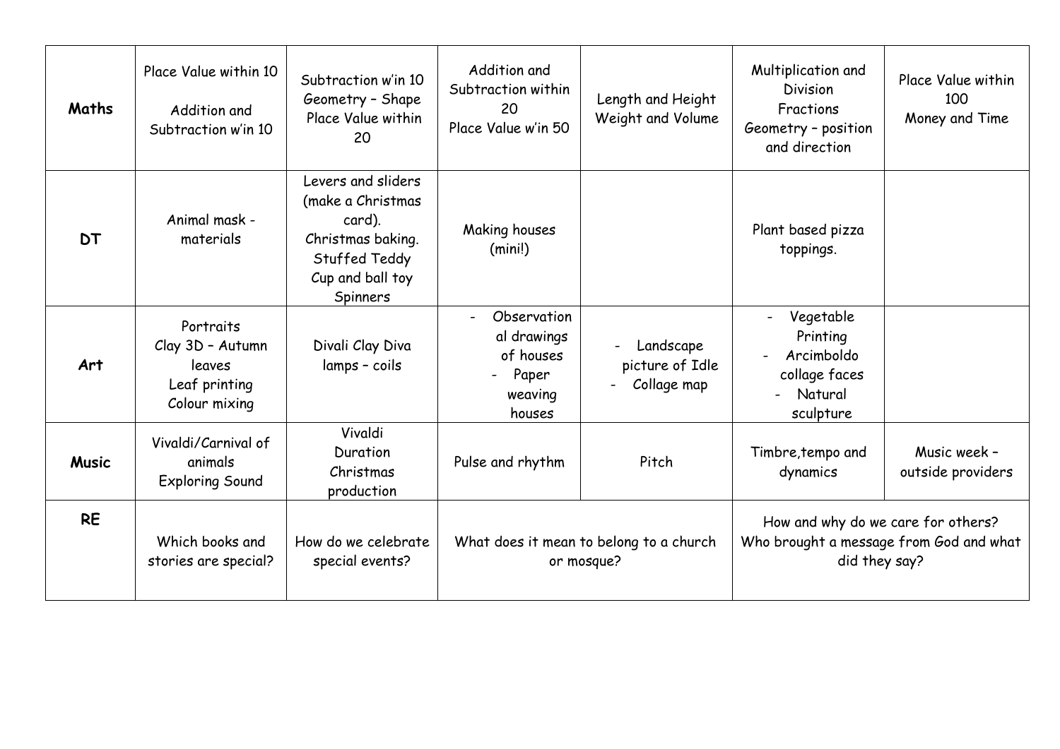| **Maths** | Place Value within 10<br><br>Addition and Subtraction w'in 10 | Subtraction w'in 10<br>Geometry – Shape<br>Place Value within 20 | Addition and Subtraction within 20<br>Place Value w'in 50 | Length and Height<br>Weight and Volume | Multiplication and Division<br>Fractions<br>Geometry – position and direction | Place Value within 100<br>Money and Time |
|---|---|---|---|---|---|---|
| **DT** | Animal mask - materials | Levers and sliders (make a Christmas card).<br>Christmas baking.<br>Stuffed Teddy<br>Cup and ball toy<br>Spinners | Making houses (mini!) | | Plant based pizza toppings. | |
| **Art** | Portraits<br>Clay 3D – Autumn leaves<br>Leaf printing<br>Colour mixing | Divali Clay Diva lamps – coils | - Observational drawings of houses<br>- Paper weaving houses | - Landscape picture of Idle<br>- Collage map | - Vegetable Printing<br>- Arcimboldo collage faces<br>- Natural sculpture | |
| **Music** | Vivaldi/Carnival of animals<br>Exploring Sound | Vivaldi<br>Duration<br>Christmas production | Pulse and rhythm | Pitch | Timbre,tempo and dynamics | Music week – outside providers |
| **RE** | Which books and stories are special? | How do we celebrate special events? | What does it mean to belong to a church or mosque? | | How and why do we care for others?<br>Who brought a message from God and what did they say? | |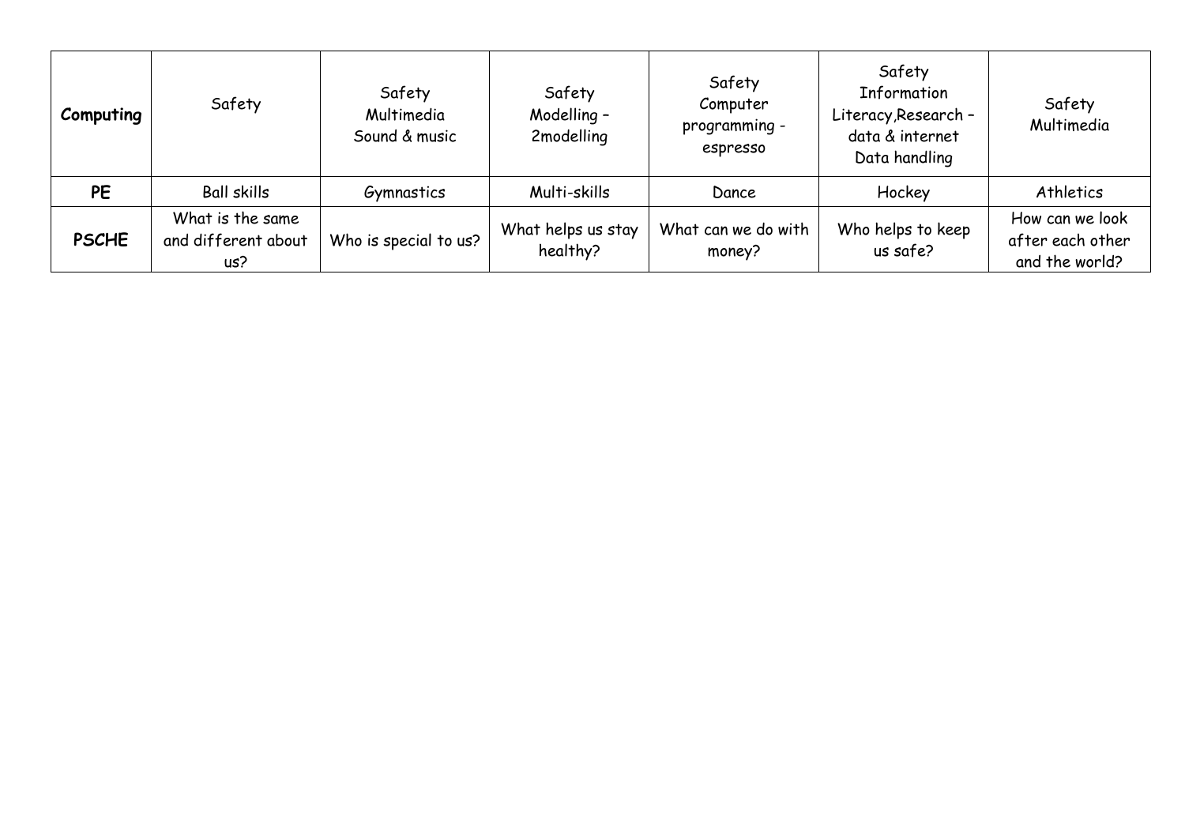| | | | | | | |
|---|---|---|---|---|---|---|
| **Computing** | Safety | Safety Multimedia Sound & music | Safety Modelling – 2modelling | Safety Computer programming - espresso | Safety Information Literacy,Research – data & internet Data handling | Safety Multimedia |
| **PE** | Ball skills | Gymnastics | Multi-skills | Dance | Hockey | Athletics |
| **PSCHE** | What is the same and different about us? | Who is special to us? | What helps us stay healthy? | What can we do with money? | Who helps to keep us safe? | How can we look after each other and the world? |